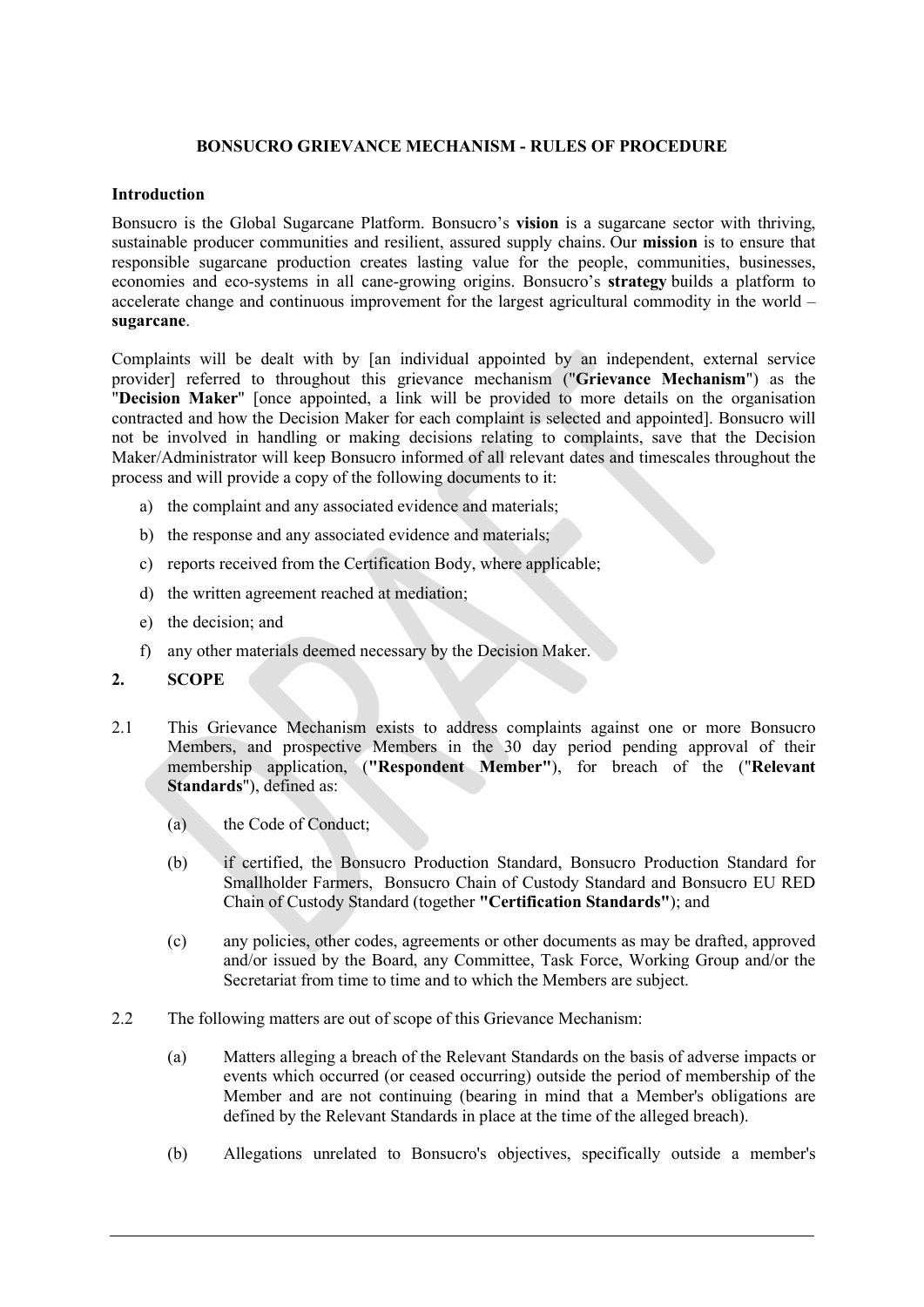# BONSUCRO GRIEVANCE MECHANISM - RULES OF PROCEDURE

## Introduction

Bonsucro is the Global Sugarcane Platform. Bonsucro's **vision** is a sugarcane sector with thriving, sustainable producer communities and resilient, assured supply chains. Our **mission** is to ensure that responsible sugarcane production creates lasting value for the people, communities, businesses, economies and eco-systems in all cane-growing origins. Bonsucro's **strategy** builds a platform to accelerate change and continuous improvement for the largest agricultural commodity in the world – **sugarcane**.

Complaints will be dealt with by [an individual appointed by an independent, external service provider] referred to throughout this grievance mechanism ("**Grievance Mechanism**") as the "**Decision Maker**" [once appointed, a link will be provided to more details on the organisation contracted and how the Decision Maker for each complaint is selected and appointed]. Bonsucro will not be involved in handling or making decisions relating to complaints, save that the Decision Maker/Administrator will keep Bonsucro informed of all relevant dates and timescales throughout the process and will provide a copy of the following documents to it:

a) the complaint and any associated evidence and materials;
b) the response and any associated evidence and materials;
c) reports received from the Certification Body, where applicable;
d) the written agreement reached at mediation;
e) the decision; and
f) any other materials deemed necessary by the Decision Maker.

## 2. SCOPE

2.1 This Grievance Mechanism exists to address complaints against one or more Bonsucro Members, and prospective Members in the 30 day period pending approval of their membership application, (**"Respondent Member"**), for breach of the ("**Relevant Standards**"), defined as:

(a) the Code of Conduct;

(b) if certified, the Bonsucro Production Standard, Bonsucro Production Standard for Smallholder Farmers, Bonsucro Chain of Custody Standard and Bonsucro EU RED Chain of Custody Standard (together **"Certification Standards"**); and

(c) any policies, other codes, agreements or other documents as may be drafted, approved and/or issued by the Board, any Committee, Task Force, Working Group and/or the Secretariat from time to time and to which the Members are subject.

2.2 The following matters are out of scope of this Grievance Mechanism:

(a) Matters alleging a breach of the Relevant Standards on the basis of adverse impacts or events which occurred (or ceased occurring) outside the period of membership of the Member and are not continuing (bearing in mind that a Member's obligations are defined by the Relevant Standards in place at the time of the alleged breach).

(b) Allegations unrelated to Bonsucro's objectives, specifically outside a member's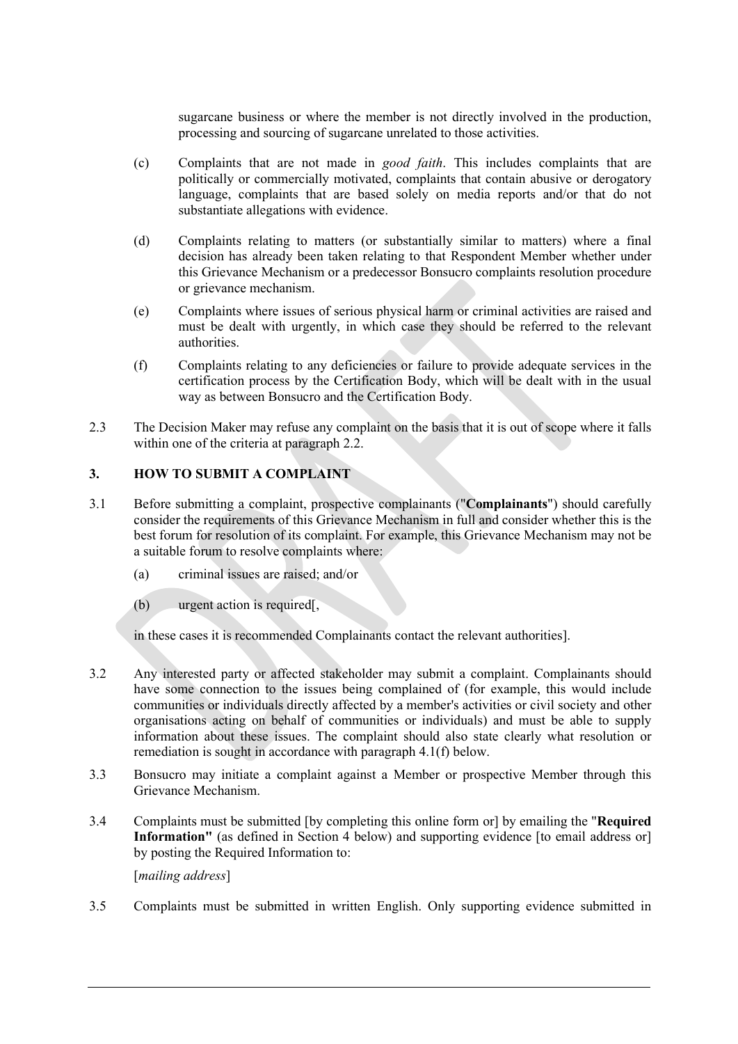sugarcane business or where the member is not directly involved in the production, processing and sourcing of sugarcane unrelated to those activities.

(c) Complaints that are not made in *good faith*. This includes complaints that are politically or commercially motivated, complaints that contain abusive or derogatory language, complaints that are based solely on media reports and/or that do not substantiate allegations with evidence.

(d) Complaints relating to matters (or substantially similar to matters) where a final decision has already been taken relating to that Respondent Member whether under this Grievance Mechanism or a predecessor Bonsucro complaints resolution procedure or grievance mechanism.

(e) Complaints where issues of serious physical harm or criminal activities are raised and must be dealt with urgently, in which case they should be referred to the relevant authorities.

(f) Complaints relating to any deficiencies or failure to provide adequate services in the certification process by the Certification Body, which will be dealt with in the usual way as between Bonsucro and the Certification Body.

2.3 The Decision Maker may refuse any complaint on the basis that it is out of scope where it falls within one of the criteria at paragraph 2.2.

## 3. HOW TO SUBMIT A COMPLAINT

3.1 Before submitting a complaint, prospective complainants ("**Complainants**") should carefully consider the requirements of this Grievance Mechanism in full and consider whether this is the best forum for resolution of its complaint. For example, this Grievance Mechanism may not be a suitable forum to resolve complaints where:

(a) criminal issues are raised; and/or

(b) urgent action is required[,

in these cases it is recommended Complainants contact the relevant authorities].

3.2 Any interested party or affected stakeholder may submit a complaint. Complainants should have some connection to the issues being complained of (for example, this would include communities or individuals directly affected by a member's activities or civil society and other organisations acting on behalf of communities or individuals) and must be able to supply information about these issues. The complaint should also state clearly what resolution or remediation is sought in accordance with paragraph 4.1(f) below.

3.3 Bonsucro may initiate a complaint against a Member or prospective Member through this Grievance Mechanism.

3.4 Complaints must be submitted [by completing this online form or] by emailing the "**Required Information"** (as defined in Section 4 below) and supporting evidence [to email address or] by posting the Required Information to:

[*mailing address*]

3.5 Complaints must be submitted in written English. Only supporting evidence submitted in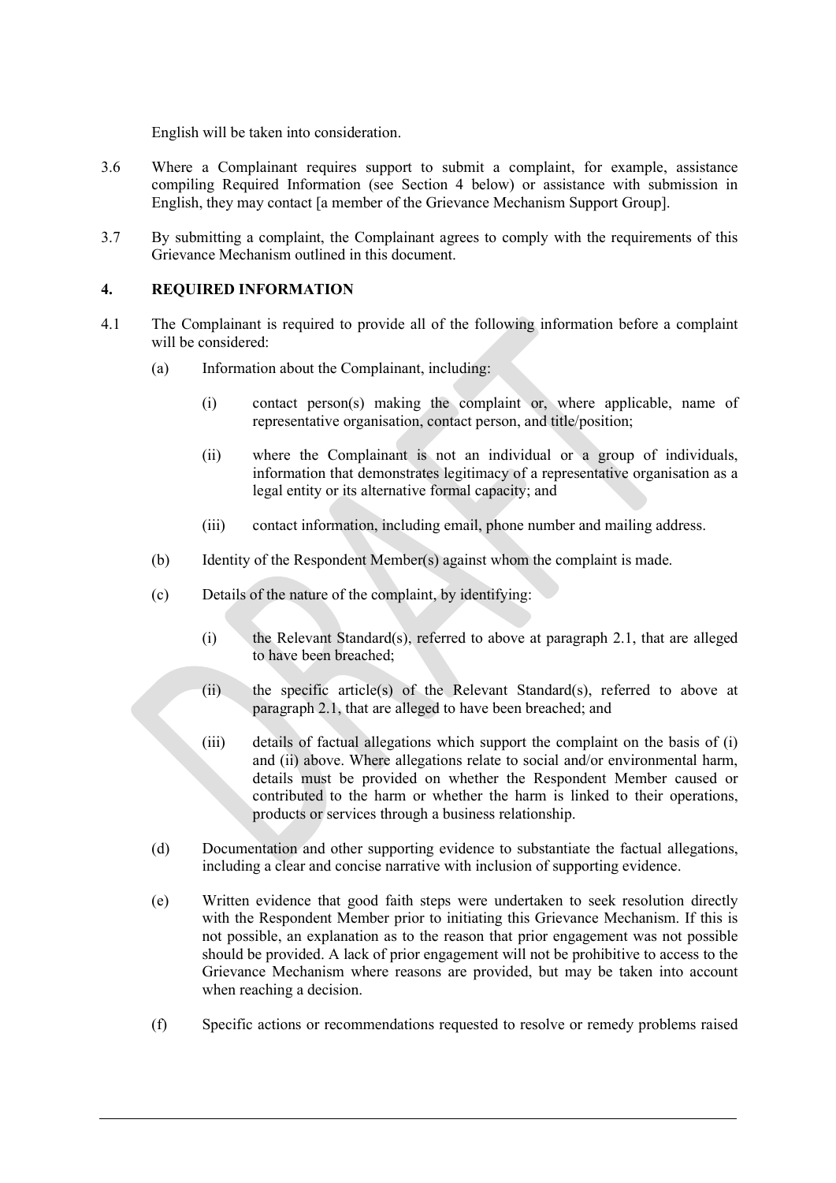English will be taken into consideration.

3.6 Where a Complainant requires support to submit a complaint, for example, assistance compiling Required Information (see Section 4 below) or assistance with submission in English, they may contact [a member of the Grievance Mechanism Support Group].

3.7 By submitting a complaint, the Complainant agrees to comply with the requirements of this Grievance Mechanism outlined in this document.

## 4. REQUIRED INFORMATION

4.1 The Complainant is required to provide all of the following information before a complaint will be considered:

(a) Information about the Complainant, including:

(i) contact person(s) making the complaint or, where applicable, name of representative organisation, contact person, and title/position;

(ii) where the Complainant is not an individual or a group of individuals, information that demonstrates legitimacy of a representative organisation as a legal entity or its alternative formal capacity; and

(iii) contact information, including email, phone number and mailing address.

(b) Identity of the Respondent Member(s) against whom the complaint is made.

(c) Details of the nature of the complaint, by identifying:

(i) the Relevant Standard(s), referred to above at paragraph 2.1, that are alleged to have been breached;

(ii) the specific article(s) of the Relevant Standard(s), referred to above at paragraph 2.1, that are alleged to have been breached; and

(iii) details of factual allegations which support the complaint on the basis of (i) and (ii) above. Where allegations relate to social and/or environmental harm, details must be provided on whether the Respondent Member caused or contributed to the harm or whether the harm is linked to their operations, products or services through a business relationship.

(d) Documentation and other supporting evidence to substantiate the factual allegations, including a clear and concise narrative with inclusion of supporting evidence.

(e) Written evidence that good faith steps were undertaken to seek resolution directly with the Respondent Member prior to initiating this Grievance Mechanism. If this is not possible, an explanation as to the reason that prior engagement was not possible should be provided. A lack of prior engagement will not be prohibitive to access to the Grievance Mechanism where reasons are provided, but may be taken into account when reaching a decision.

(f) Specific actions or recommendations requested to resolve or remedy problems raised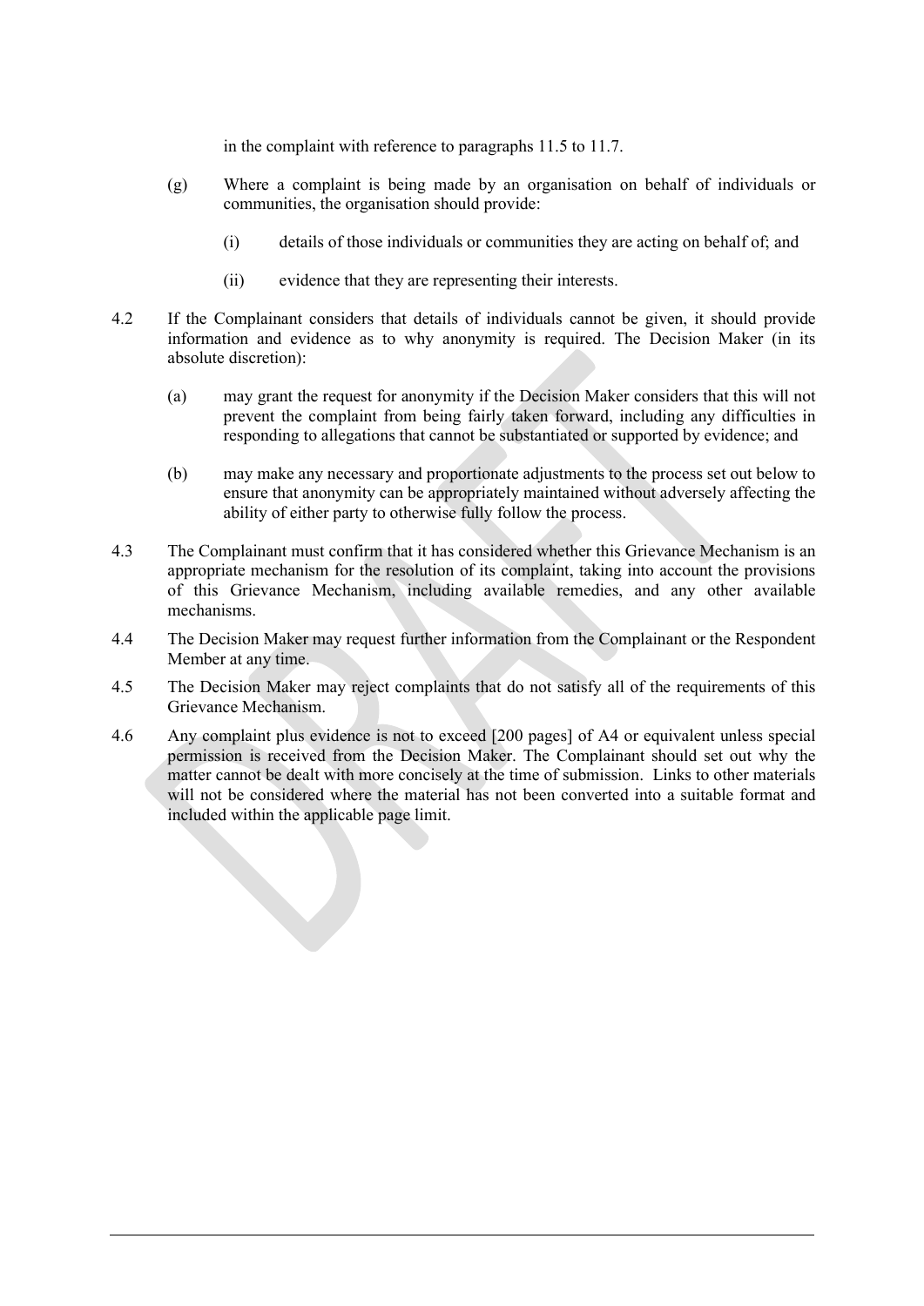in the complaint with reference to paragraphs 11.5 to 11.7.

(g) Where a complaint is being made by an organisation on behalf of individuals or communities, the organisation should provide:

(i) details of those individuals or communities they are acting on behalf of; and

(ii) evidence that they are representing their interests.

4.2 If the Complainant considers that details of individuals cannot be given, it should provide information and evidence as to why anonymity is required. The Decision Maker (in its absolute discretion):

(a) may grant the request for anonymity if the Decision Maker considers that this will not prevent the complaint from being fairly taken forward, including any difficulties in responding to allegations that cannot be substantiated or supported by evidence; and

(b) may make any necessary and proportionate adjustments to the process set out below to ensure that anonymity can be appropriately maintained without adversely affecting the ability of either party to otherwise fully follow the process.

4.3 The Complainant must confirm that it has considered whether this Grievance Mechanism is an appropriate mechanism for the resolution of its complaint, taking into account the provisions of this Grievance Mechanism, including available remedies, and any other available mechanisms.

4.4 The Decision Maker may request further information from the Complainant or the Respondent Member at any time.

4.5 The Decision Maker may reject complaints that do not satisfy all of the requirements of this Grievance Mechanism.

4.6 Any complaint plus evidence is not to exceed [200 pages] of A4 or equivalent unless special permission is received from the Decision Maker. The Complainant should set out why the matter cannot be dealt with more concisely at the time of submission. Links to other materials will not be considered where the material has not been converted into a suitable format and included within the applicable page limit.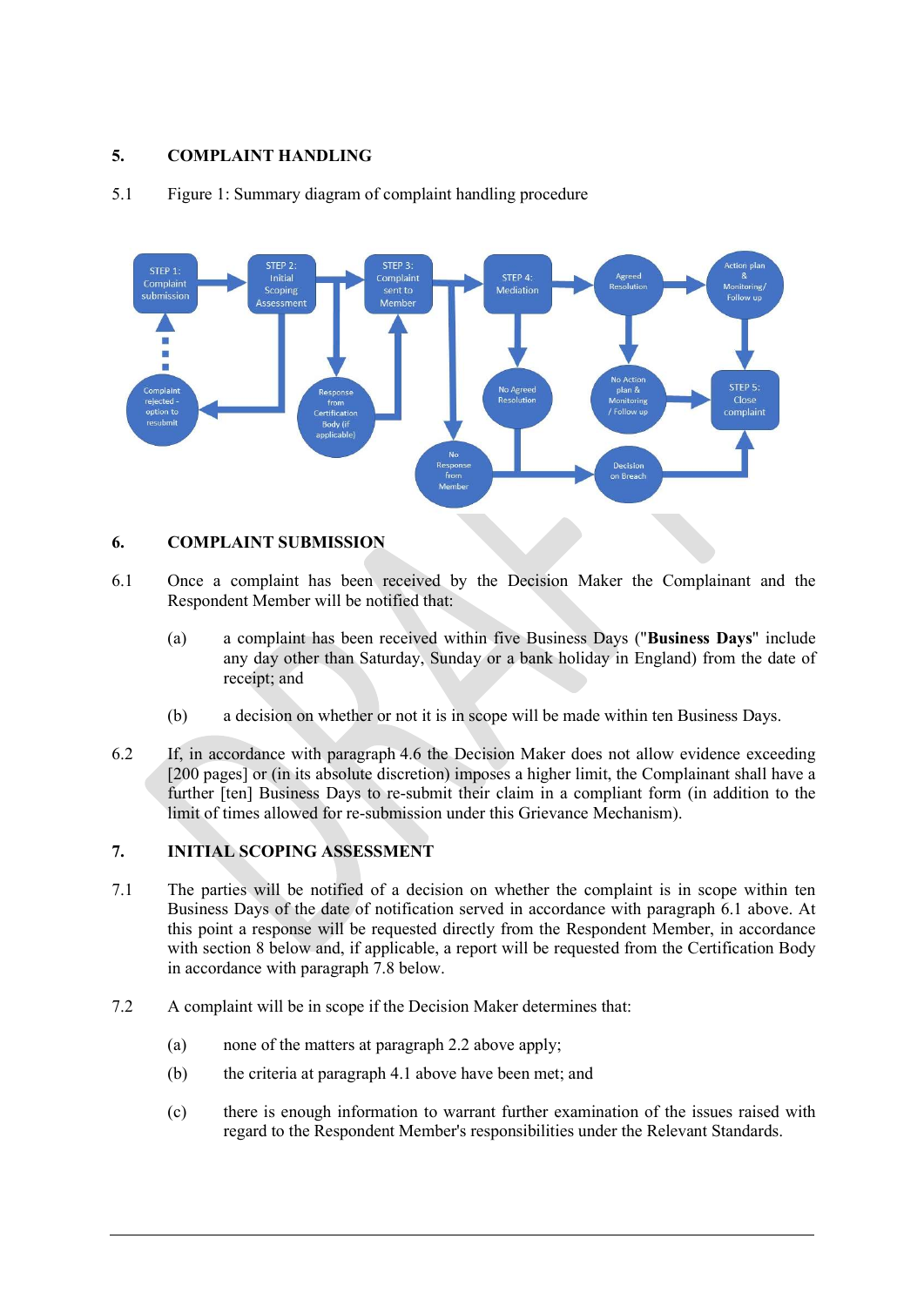## 5. COMPLAINT HANDLING

5.1 Figure 1: Summary diagram of complaint handling procedure

## 6. COMPLAINT SUBMISSION

6.1 Once a complaint has been received by the Decision Maker the Complainant and the Respondent Member will be notified that:

(a) a complaint has been received within five Business Days ("**Business Days**" include any day other than Saturday, Sunday or a bank holiday in England) from the date of receipt; and

(b) a decision on whether or not it is in scope will be made within ten Business Days.

6.2 If, in accordance with paragraph 4.6 the Decision Maker does not allow evidence exceeding [200 pages] or (in its absolute discretion) imposes a higher limit, the Complainant shall have a further [ten] Business Days to re-submit their claim in a compliant form (in addition to the limit of times allowed for re-submission under this Grievance Mechanism).

## 7. INITIAL SCOPING ASSESSMENT

7.1 The parties will be notified of a decision on whether the complaint is in scope within ten Business Days of the date of notification served in accordance with paragraph 6.1 above. At this point a response will be requested directly from the Respondent Member, in accordance with section 8 below and, if applicable, a report will be requested from the Certification Body in accordance with paragraph 7.8 below.

7.2 A complaint will be in scope if the Decision Maker determines that:

(a) none of the matters at paragraph 2.2 above apply;

(b) the criteria at paragraph 4.1 above have been met; and

(c) there is enough information to warrant further examination of the issues raised with regard to the Respondent Member's responsibilities under the Relevant Standards.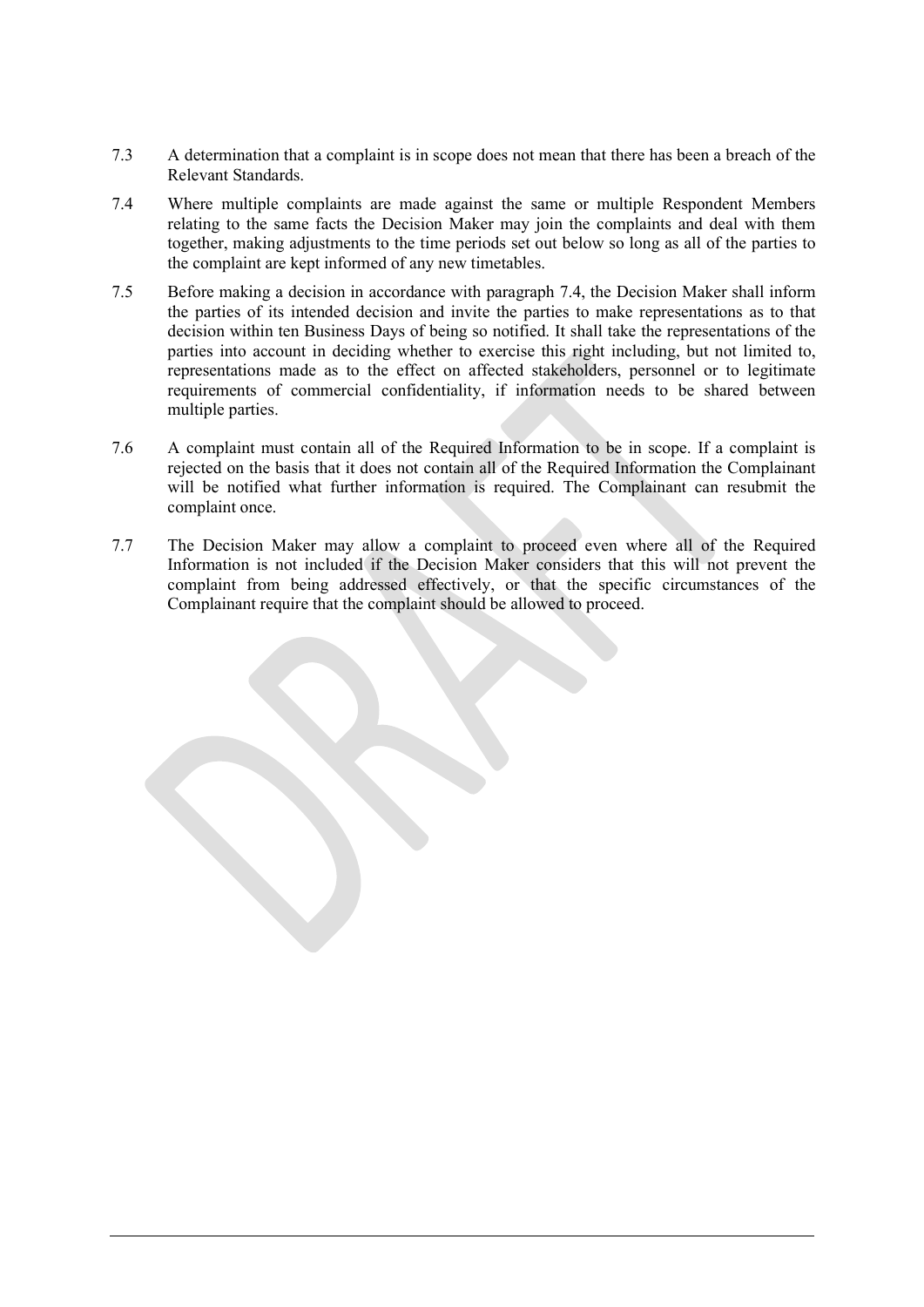7.3 A determination that a complaint is in scope does not mean that there has been a breach of the Relevant Standards.

7.4 Where multiple complaints are made against the same or multiple Respondent Members relating to the same facts the Decision Maker may join the complaints and deal with them together, making adjustments to the time periods set out below so long as all of the parties to the complaint are kept informed of any new timetables.

7.5 Before making a decision in accordance with paragraph 7.4, the Decision Maker shall inform the parties of its intended decision and invite the parties to make representations as to that decision within ten Business Days of being so notified. It shall take the representations of the parties into account in deciding whether to exercise this right including, but not limited to, representations made as to the effect on affected stakeholders, personnel or to legitimate requirements of commercial confidentiality, if information needs to be shared between multiple parties.

7.6 A complaint must contain all of the Required Information to be in scope. If a complaint is rejected on the basis that it does not contain all of the Required Information the Complainant will be notified what further information is required. The Complainant can resubmit the complaint once.

7.7 The Decision Maker may allow a complaint to proceed even where all of the Required Information is not included if the Decision Maker considers that this will not prevent the complaint from being addressed effectively, or that the specific circumstances of the Complainant require that the complaint should be allowed to proceed.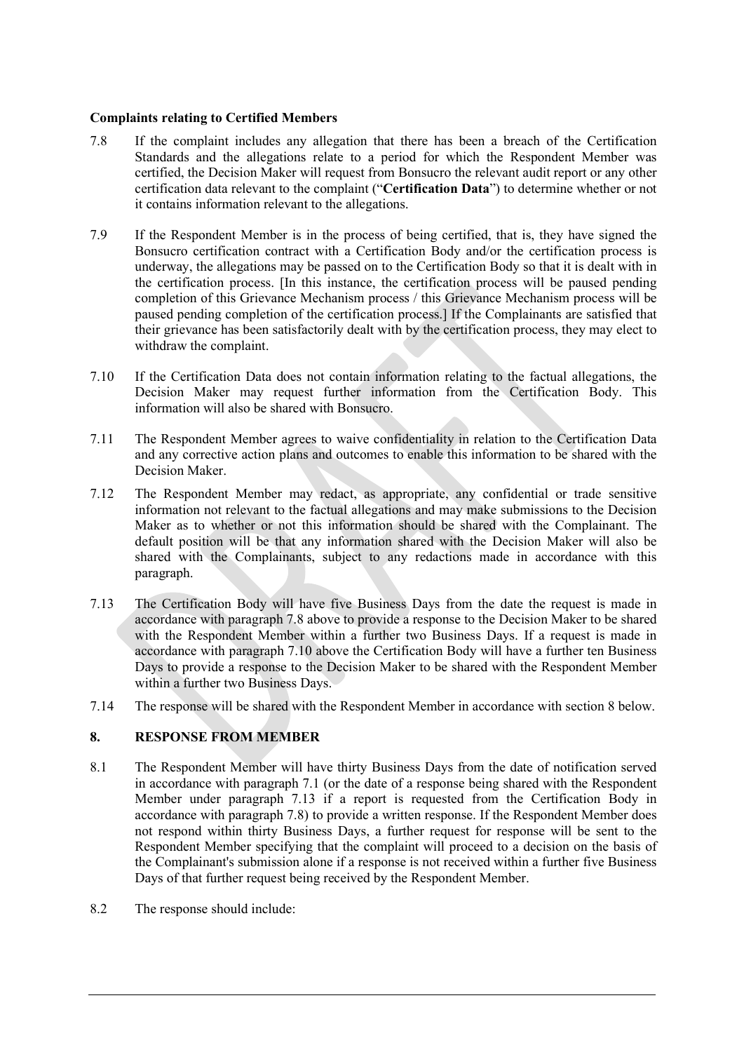**Complaints relating to Certified Members**

7.8 If the complaint includes any allegation that there has been a breach of the Certification Standards and the allegations relate to a period for which the Respondent Member was certified, the Decision Maker will request from Bonsucro the relevant audit report or any other certification data relevant to the complaint ("**Certification Data**") to determine whether or not it contains information relevant to the allegations.

7.9 If the Respondent Member is in the process of being certified, that is, they have signed the Bonsucro certification contract with a Certification Body and/or the certification process is underway, the allegations may be passed on to the Certification Body so that it is dealt with in the certification process. [In this instance, the certification process will be paused pending completion of this Grievance Mechanism process / this Grievance Mechanism process will be paused pending completion of the certification process.] If the Complainants are satisfied that their grievance has been satisfactorily dealt with by the certification process, they may elect to withdraw the complaint.

7.10 If the Certification Data does not contain information relating to the factual allegations, the Decision Maker may request further information from the Certification Body. This information will also be shared with Bonsucro.

7.11 The Respondent Member agrees to waive confidentiality in relation to the Certification Data and any corrective action plans and outcomes to enable this information to be shared with the Decision Maker.

7.12 The Respondent Member may redact, as appropriate, any confidential or trade sensitive information not relevant to the factual allegations and may make submissions to the Decision Maker as to whether or not this information should be shared with the Complainant. The default position will be that any information shared with the Decision Maker will also be shared with the Complainants, subject to any redactions made in accordance with this paragraph.

7.13 The Certification Body will have five Business Days from the date the request is made in accordance with paragraph 7.8 above to provide a response to the Decision Maker to be shared with the Respondent Member within a further two Business Days. If a request is made in accordance with paragraph 7.10 above the Certification Body will have a further ten Business Days to provide a response to the Decision Maker to be shared with the Respondent Member within a further two Business Days.

7.14 The response will be shared with the Respondent Member in accordance with section 8 below.

## 8. RESPONSE FROM MEMBER

8.1 The Respondent Member will have thirty Business Days from the date of notification served in accordance with paragraph 7.1 (or the date of a response being shared with the Respondent Member under paragraph 7.13 if a report is requested from the Certification Body in accordance with paragraph 7.8) to provide a written response. If the Respondent Member does not respond within thirty Business Days, a further request for response will be sent to the Respondent Member specifying that the complaint will proceed to a decision on the basis of the Complainant's submission alone if a response is not received within a further five Business Days of that further request being received by the Respondent Member.

8.2 The response should include: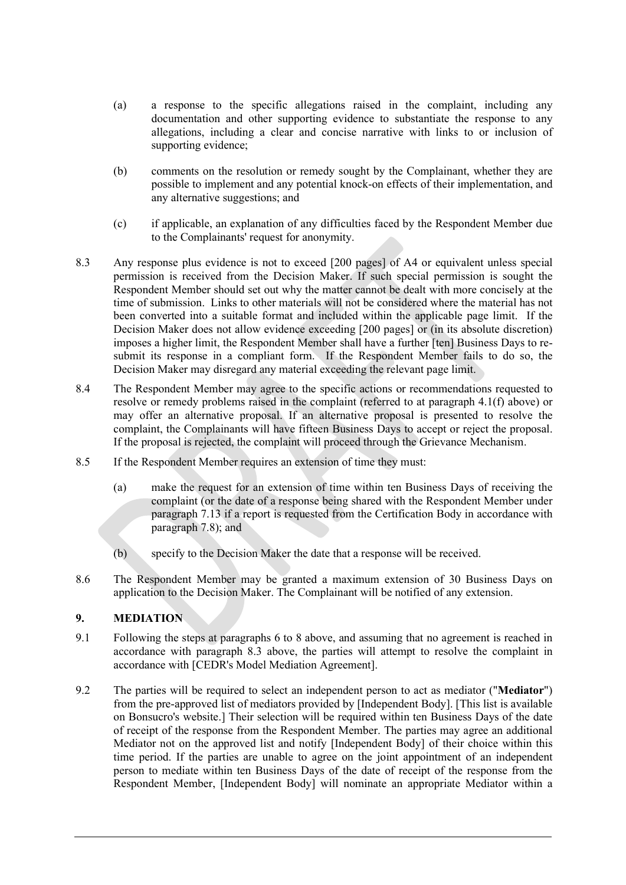(a) a response to the specific allegations raised in the complaint, including any documentation and other supporting evidence to substantiate the response to any allegations, including a clear and concise narrative with links to or inclusion of supporting evidence;

(b) comments on the resolution or remedy sought by the Complainant, whether they are possible to implement and any potential knock-on effects of their implementation, and any alternative suggestions; and

(c) if applicable, an explanation of any difficulties faced by the Respondent Member due to the Complainants' request for anonymity.

8.3 Any response plus evidence is not to exceed [200 pages] of A4 or equivalent unless special permission is received from the Decision Maker. If such special permission is sought the Respondent Member should set out why the matter cannot be dealt with more concisely at the time of submission. Links to other materials will not be considered where the material has not been converted into a suitable format and included within the applicable page limit. If the Decision Maker does not allow evidence exceeding [200 pages] or (in its absolute discretion) imposes a higher limit, the Respondent Member shall have a further [ten] Business Days to re-submit its response in a compliant form. If the Respondent Member fails to do so, the Decision Maker may disregard any material exceeding the relevant page limit.

8.4 The Respondent Member may agree to the specific actions or recommendations requested to resolve or remedy problems raised in the complaint (referred to at paragraph 4.1(f) above) or may offer an alternative proposal. If an alternative proposal is presented to resolve the complaint, the Complainants will have fifteen Business Days to accept or reject the proposal. If the proposal is rejected, the complaint will proceed through the Grievance Mechanism.

8.5 If the Respondent Member requires an extension of time they must:

(a) make the request for an extension of time within ten Business Days of receiving the complaint (or the date of a response being shared with the Respondent Member under paragraph 7.13 if a report is requested from the Certification Body in accordance with paragraph 7.8); and

(b) specify to the Decision Maker the date that a response will be received.

8.6 The Respondent Member may be granted a maximum extension of 30 Business Days on application to the Decision Maker. The Complainant will be notified of any extension.

## 9. MEDIATION

9.1 Following the steps at paragraphs 6 to 8 above, and assuming that no agreement is reached in accordance with paragraph 8.3 above, the parties will attempt to resolve the complaint in accordance with [CEDR's Model Mediation Agreement].

9.2 The parties will be required to select an independent person to act as mediator ("**Mediator**") from the pre-approved list of mediators provided by [Independent Body]. [This list is available on Bonsucro's website.] Their selection will be required within ten Business Days of the date of receipt of the response from the Respondent Member. The parties may agree an additional Mediator not on the approved list and notify [Independent Body] of their choice within this time period. If the parties are unable to agree on the joint appointment of an independent person to mediate within ten Business Days of the date of receipt of the response from the Respondent Member, [Independent Body] will nominate an appropriate Mediator within a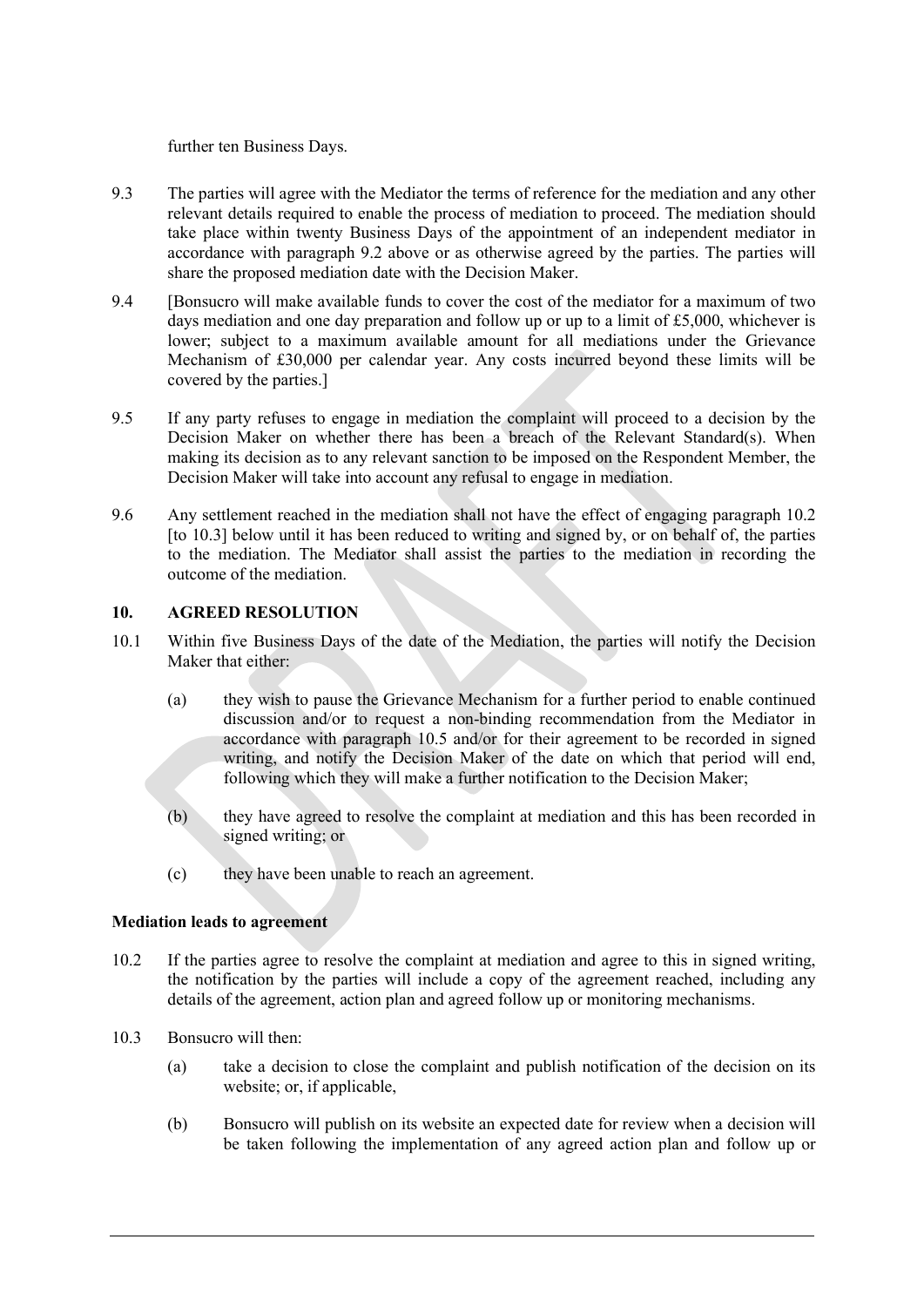further ten Business Days.

9.3 The parties will agree with the Mediator the terms of reference for the mediation and any other relevant details required to enable the process of mediation to proceed. The mediation should take place within twenty Business Days of the appointment of an independent mediator in accordance with paragraph 9.2 above or as otherwise agreed by the parties. The parties will share the proposed mediation date with the Decision Maker.

9.4 [Bonsucro will make available funds to cover the cost of the mediator for a maximum of two days mediation and one day preparation and follow up or up to a limit of £5,000, whichever is lower; subject to a maximum available amount for all mediations under the Grievance Mechanism of £30,000 per calendar year. Any costs incurred beyond these limits will be covered by the parties.]

9.5 If any party refuses to engage in mediation the complaint will proceed to a decision by the Decision Maker on whether there has been a breach of the Relevant Standard(s). When making its decision as to any relevant sanction to be imposed on the Respondent Member, the Decision Maker will take into account any refusal to engage in mediation.

9.6 Any settlement reached in the mediation shall not have the effect of engaging paragraph 10.2 [to 10.3] below until it has been reduced to writing and signed by, or on behalf of, the parties to the mediation. The Mediator shall assist the parties to the mediation in recording the outcome of the mediation.

## 10. AGREED RESOLUTION

10.1 Within five Business Days of the date of the Mediation, the parties will notify the Decision Maker that either:

(a) they wish to pause the Grievance Mechanism for a further period to enable continued discussion and/or to request a non-binding recommendation from the Mediator in accordance with paragraph 10.5 and/or for their agreement to be recorded in signed writing, and notify the Decision Maker of the date on which that period will end, following which they will make a further notification to the Decision Maker;

(b) they have agreed to resolve the complaint at mediation and this has been recorded in signed writing; or

(c) they have been unable to reach an agreement.

**Mediation leads to agreement**

10.2 If the parties agree to resolve the complaint at mediation and agree to this in signed writing, the notification by the parties will include a copy of the agreement reached, including any details of the agreement, action plan and agreed follow up or monitoring mechanisms.

10.3 Bonsucro will then:

(a) take a decision to close the complaint and publish notification of the decision on its website; or, if applicable,

(b) Bonsucro will publish on its website an expected date for review when a decision will be taken following the implementation of any agreed action plan and follow up or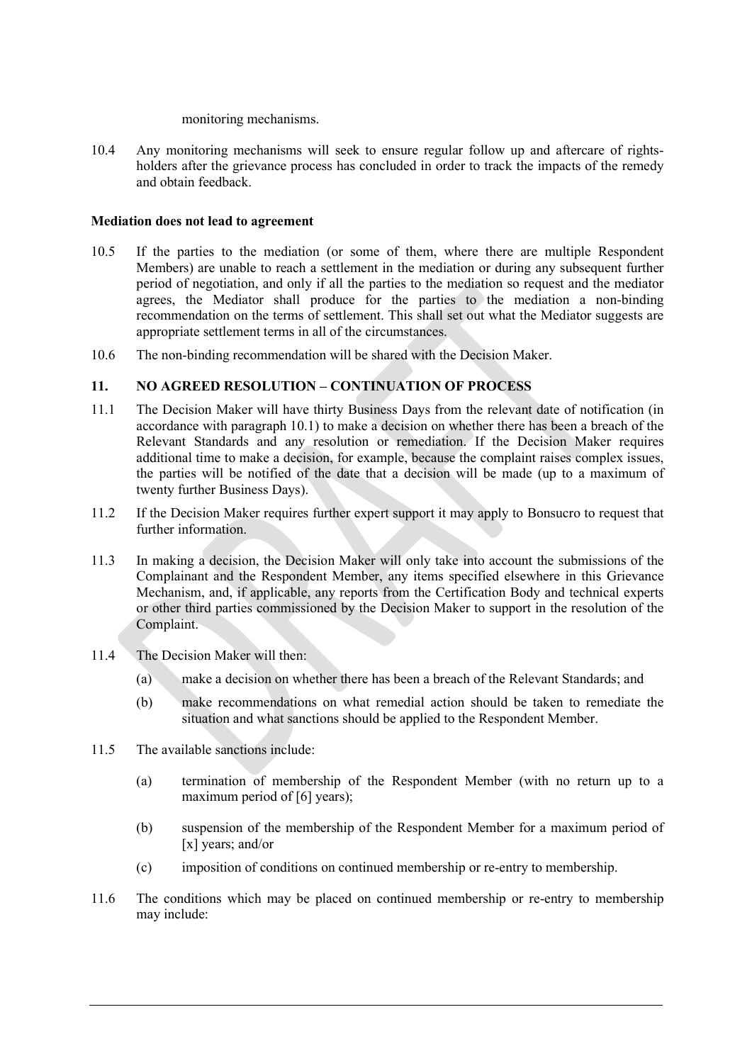monitoring mechanisms.

10.4 Any monitoring mechanisms will seek to ensure regular follow up and aftercare of rights-holders after the grievance process has concluded in order to track the impacts of the remedy and obtain feedback.

**Mediation does not lead to agreement**

10.5 If the parties to the mediation (or some of them, where there are multiple Respondent Members) are unable to reach a settlement in the mediation or during any subsequent further period of negotiation, and only if all the parties to the mediation so request and the mediator agrees, the Mediator shall produce for the parties to the mediation a non-binding recommendation on the terms of settlement. This shall set out what the Mediator suggests are appropriate settlement terms in all of the circumstances.

10.6 The non-binding recommendation will be shared with the Decision Maker.

## 11. NO AGREED RESOLUTION – CONTINUATION OF PROCESS

11.1 The Decision Maker will have thirty Business Days from the relevant date of notification (in accordance with paragraph 10.1) to make a decision on whether there has been a breach of the Relevant Standards and any resolution or remediation. If the Decision Maker requires additional time to make a decision, for example, because the complaint raises complex issues, the parties will be notified of the date that a decision will be made (up to a maximum of twenty further Business Days).

11.2 If the Decision Maker requires further expert support it may apply to Bonsucro to request that further information.

11.3 In making a decision, the Decision Maker will only take into account the submissions of the Complainant and the Respondent Member, any items specified elsewhere in this Grievance Mechanism, and, if applicable, any reports from the Certification Body and technical experts or other third parties commissioned by the Decision Maker to support in the resolution of the Complaint.

11.4 The Decision Maker will then:

(a) make a decision on whether there has been a breach of the Relevant Standards; and

(b) make recommendations on what remedial action should be taken to remediate the situation and what sanctions should be applied to the Respondent Member.

11.5 The available sanctions include:

(a) termination of membership of the Respondent Member (with no return up to a maximum period of [6] years);

(b) suspension of the membership of the Respondent Member for a maximum period of [x] years; and/or

(c) imposition of conditions on continued membership or re-entry to membership.

11.6 The conditions which may be placed on continued membership or re-entry to membership may include: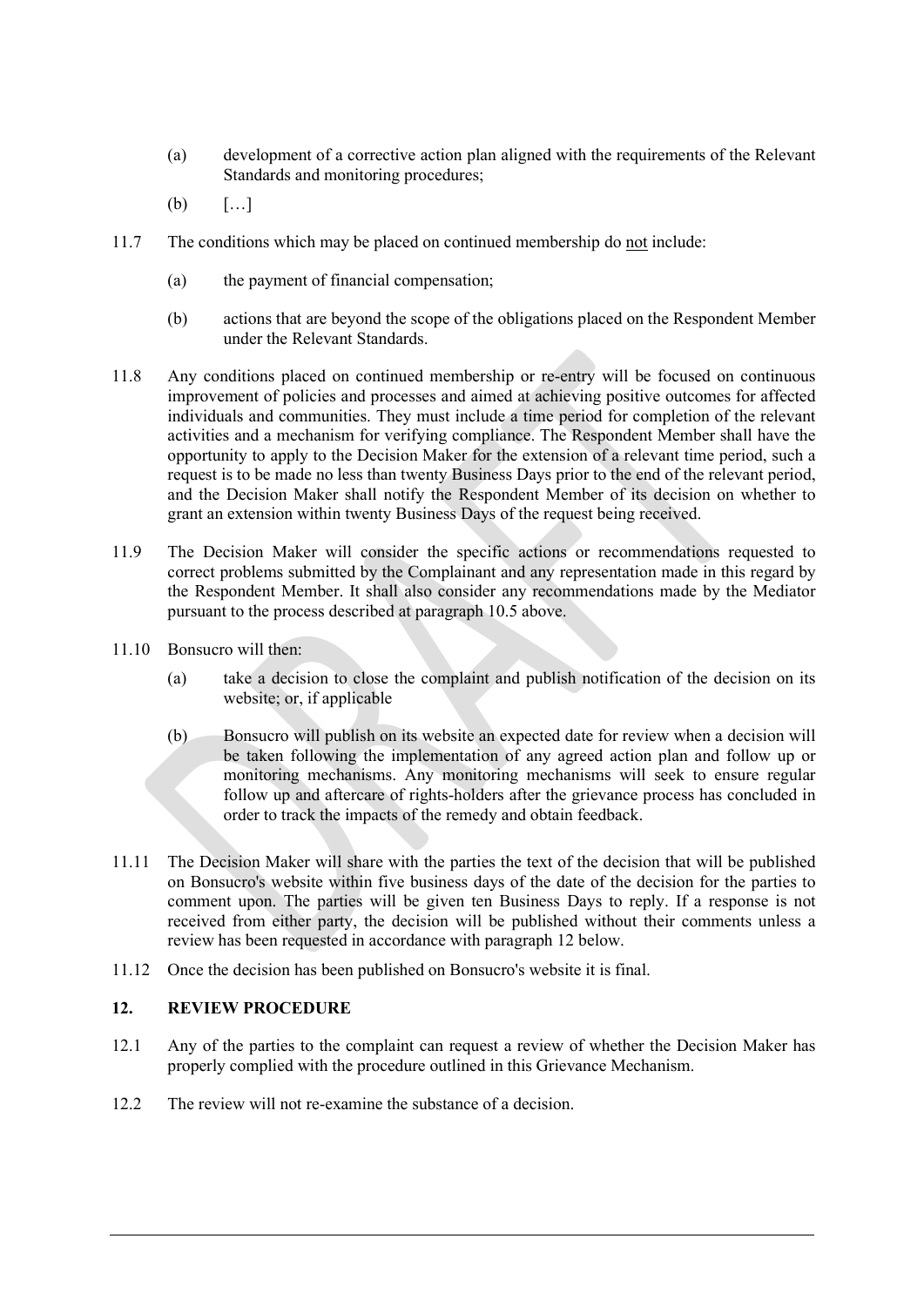(a) development of a corrective action plan aligned with the requirements of the Relevant Standards and monitoring procedures;

(b) […]

11.7 The conditions which may be placed on continued membership do <u>not</u> include:

(a) the payment of financial compensation;

(b) actions that are beyond the scope of the obligations placed on the Respondent Member under the Relevant Standards.

11.8 Any conditions placed on continued membership or re-entry will be focused on continuous improvement of policies and processes and aimed at achieving positive outcomes for affected individuals and communities. They must include a time period for completion of the relevant activities and a mechanism for verifying compliance. The Respondent Member shall have the opportunity to apply to the Decision Maker for the extension of a relevant time period, such a request is to be made no less than twenty Business Days prior to the end of the relevant period, and the Decision Maker shall notify the Respondent Member of its decision on whether to grant an extension within twenty Business Days of the request being received.

11.9 The Decision Maker will consider the specific actions or recommendations requested to correct problems submitted by the Complainant and any representation made in this regard by the Respondent Member. It shall also consider any recommendations made by the Mediator pursuant to the process described at paragraph 10.5 above.

11.10 Bonsucro will then:

(a) take a decision to close the complaint and publish notification of the decision on its website; or, if applicable

(b) Bonsucro will publish on its website an expected date for review when a decision will be taken following the implementation of any agreed action plan and follow up or monitoring mechanisms. Any monitoring mechanisms will seek to ensure regular follow up and aftercare of rights-holders after the grievance process has concluded in order to track the impacts of the remedy and obtain feedback.

11.11 The Decision Maker will share with the parties the text of the decision that will be published on Bonsucro's website within five business days of the date of the decision for the parties to comment upon. The parties will be given ten Business Days to reply. If a response is not received from either party, the decision will be published without their comments unless a review has been requested in accordance with paragraph 12 below.

11.12 Once the decision has been published on Bonsucro's website it is final.

## 12. REVIEW PROCEDURE

12.1 Any of the parties to the complaint can request a review of whether the Decision Maker has properly complied with the procedure outlined in this Grievance Mechanism.

12.2 The review will not re-examine the substance of a decision.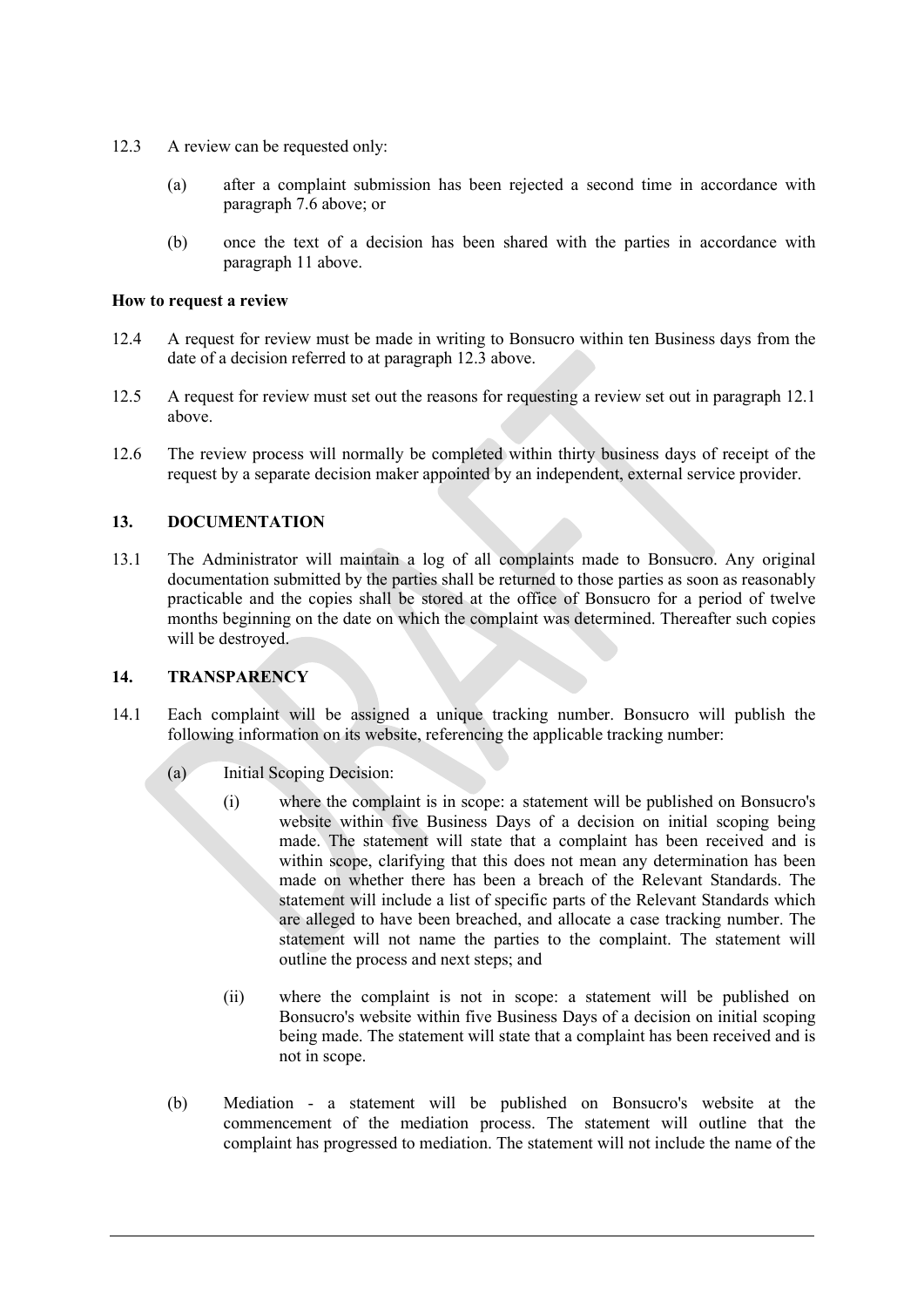12.3 A review can be requested only:

(a) after a complaint submission has been rejected a second time in accordance with paragraph 7.6 above; or

(b) once the text of a decision has been shared with the parties in accordance with paragraph 11 above.

**How to request a review**

12.4 A request for review must be made in writing to Bonsucro within ten Business days from the date of a decision referred to at paragraph 12.3 above.

12.5 A request for review must set out the reasons for requesting a review set out in paragraph 12.1 above.

12.6 The review process will normally be completed within thirty business days of receipt of the request by a separate decision maker appointed by an independent, external service provider.

## 13. DOCUMENTATION

13.1 The Administrator will maintain a log of all complaints made to Bonsucro. Any original documentation submitted by the parties shall be returned to those parties as soon as reasonably practicable and the copies shall be stored at the office of Bonsucro for a period of twelve months beginning on the date on which the complaint was determined. Thereafter such copies will be destroyed.

## 14. TRANSPARENCY

14.1 Each complaint will be assigned a unique tracking number. Bonsucro will publish the following information on its website, referencing the applicable tracking number:

(a) Initial Scoping Decision:

(i) where the complaint is in scope: a statement will be published on Bonsucro's website within five Business Days of a decision on initial scoping being made. The statement will state that a complaint has been received and is within scope, clarifying that this does not mean any determination has been made on whether there has been a breach of the Relevant Standards. The statement will include a list of specific parts of the Relevant Standards which are alleged to have been breached, and allocate a case tracking number. The statement will not name the parties to the complaint. The statement will outline the process and next steps; and

(ii) where the complaint is not in scope: a statement will be published on Bonsucro's website within five Business Days of a decision on initial scoping being made. The statement will state that a complaint has been received and is not in scope.

(b) Mediation - a statement will be published on Bonsucro's website at the commencement of the mediation process. The statement will outline that the complaint has progressed to mediation. The statement will not include the name of the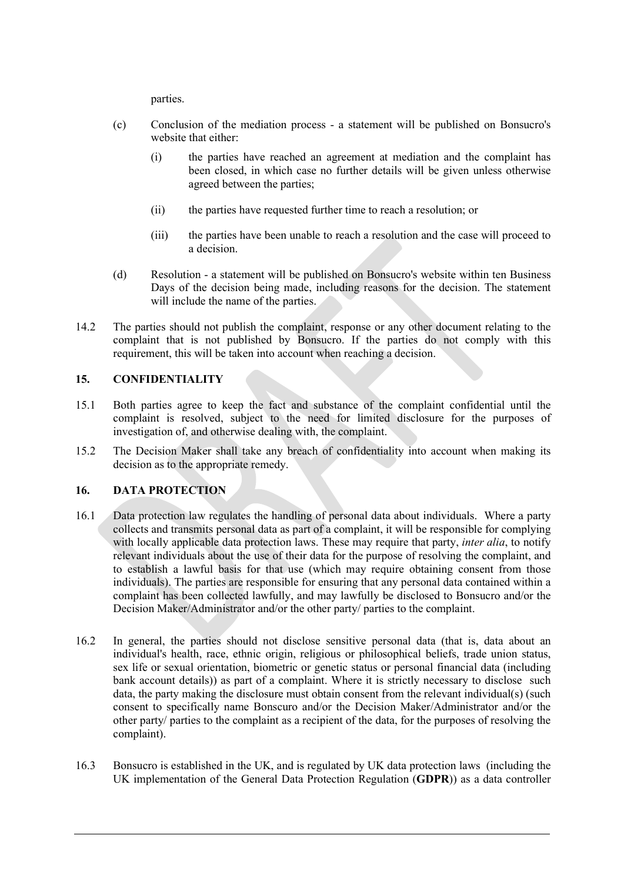parties.

(c) Conclusion of the mediation process - a statement will be published on Bonsucro's website that either:

(i) the parties have reached an agreement at mediation and the complaint has been closed, in which case no further details will be given unless otherwise agreed between the parties;

(ii) the parties have requested further time to reach a resolution; or

(iii) the parties have been unable to reach a resolution and the case will proceed to a decision.

(d) Resolution - a statement will be published on Bonsucro's website within ten Business Days of the decision being made, including reasons for the decision. The statement will include the name of the parties.

14.2 The parties should not publish the complaint, response or any other document relating to the complaint that is not published by Bonsucro. If the parties do not comply with this requirement, this will be taken into account when reaching a decision.

## 15. CONFIDENTIALITY

15.1 Both parties agree to keep the fact and substance of the complaint confidential until the complaint is resolved, subject to the need for limited disclosure for the purposes of investigation of, and otherwise dealing with, the complaint.

15.2 The Decision Maker shall take any breach of confidentiality into account when making its decision as to the appropriate remedy.

## 16. DATA PROTECTION

16.1 Data protection law regulates the handling of personal data about individuals. Where a party collects and transmits personal data as part of a complaint, it will be responsible for complying with locally applicable data protection laws. These may require that party, *inter alia*, to notify relevant individuals about the use of their data for the purpose of resolving the complaint, and to establish a lawful basis for that use (which may require obtaining consent from those individuals). The parties are responsible for ensuring that any personal data contained within a complaint has been collected lawfully, and may lawfully be disclosed to Bonsucro and/or the Decision Maker/Administrator and/or the other party/ parties to the complaint.

16.2 In general, the parties should not disclose sensitive personal data (that is, data about an individual's health, race, ethnic origin, religious or philosophical beliefs, trade union status, sex life or sexual orientation, biometric or genetic status or personal financial data (including bank account details)) as part of a complaint. Where it is strictly necessary to disclose such data, the party making the disclosure must obtain consent from the relevant individual(s) (such consent to specifically name Bonscuro and/or the Decision Maker/Administrator and/or the other party/ parties to the complaint as a recipient of the data, for the purposes of resolving the complaint).

16.3 Bonsucro is established in the UK, and is regulated by UK data protection laws (including the UK implementation of the General Data Protection Regulation (**GDPR**)) as a data controller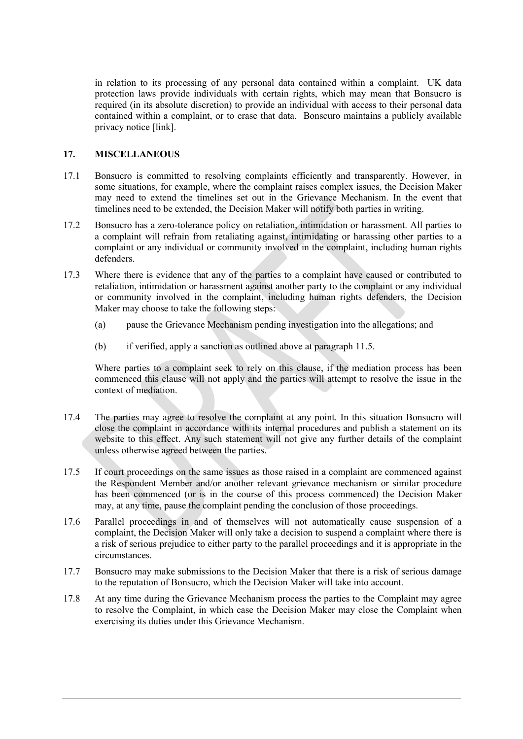in relation to its processing of any personal data contained within a complaint. UK data protection laws provide individuals with certain rights, which may mean that Bonsucro is required (in its absolute discretion) to provide an individual with access to their personal data contained within a complaint, or to erase that data. Bonscuro maintains a publicly available privacy notice [link].

## 17. MISCELLANEOUS

17.1 Bonsucro is committed to resolving complaints efficiently and transparently. However, in some situations, for example, where the complaint raises complex issues, the Decision Maker may need to extend the timelines set out in the Grievance Mechanism. In the event that timelines need to be extended, the Decision Maker will notify both parties in writing.

17.2 Bonsucro has a zero-tolerance policy on retaliation, intimidation or harassment. All parties to a complaint will refrain from retaliating against, intimidating or harassing other parties to a complaint or any individual or community involved in the complaint, including human rights defenders.

17.3 Where there is evidence that any of the parties to a complaint have caused or contributed to retaliation, intimidation or harassment against another party to the complaint or any individual or community involved in the complaint, including human rights defenders, the Decision Maker may choose to take the following steps:

(a) pause the Grievance Mechanism pending investigation into the allegations; and

(b) if verified, apply a sanction as outlined above at paragraph 11.5.

Where parties to a complaint seek to rely on this clause, if the mediation process has been commenced this clause will not apply and the parties will attempt to resolve the issue in the context of mediation.

17.4 The parties may agree to resolve the complaint at any point. In this situation Bonsucro will close the complaint in accordance with its internal procedures and publish a statement on its website to this effect. Any such statement will not give any further details of the complaint unless otherwise agreed between the parties.

17.5 If court proceedings on the same issues as those raised in a complaint are commenced against the Respondent Member and/or another relevant grievance mechanism or similar procedure has been commenced (or is in the course of this process commenced) the Decision Maker may, at any time, pause the complaint pending the conclusion of those proceedings.

17.6 Parallel proceedings in and of themselves will not automatically cause suspension of a complaint, the Decision Maker will only take a decision to suspend a complaint where there is a risk of serious prejudice to either party to the parallel proceedings and it is appropriate in the circumstances.

17.7 Bonsucro may make submissions to the Decision Maker that there is a risk of serious damage to the reputation of Bonsucro, which the Decision Maker will take into account.

17.8 At any time during the Grievance Mechanism process the parties to the Complaint may agree to resolve the Complaint, in which case the Decision Maker may close the Complaint when exercising its duties under this Grievance Mechanism.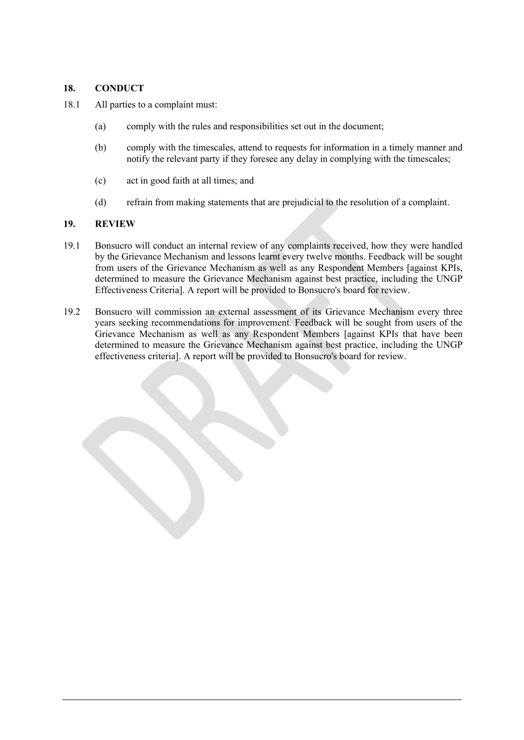## 18. CONDUCT

18.1 All parties to a complaint must:

(a) comply with the rules and responsibilities set out in the document;

(b) comply with the timescales, attend to requests for information in a timely manner and notify the relevant party if they foresee any delay in complying with the timescales;

(c) act in good faith at all times; and

(d) refrain from making statements that are prejudicial to the resolution of a complaint.

## 19. REVIEW

19.1 Bonsucro will conduct an internal review of any complaints received, how they were handled by the Grievance Mechanism and lessons learnt every twelve months. Feedback will be sought from users of the Grievance Mechanism as well as any Respondent Members [against KPIs, determined to measure the Grievance Mechanism against best practice, including the UNGP Effectiveness Criteria]. A report will be provided to Bonsucro's board for review.

19.2 Bonsucro will commission an external assessment of its Grievance Mechanism every three years seeking recommendations for improvement. Feedback will be sought from users of the Grievance Mechanism as well as any Respondent Members [against KPIs that have been determined to measure the Grievance Mechanism against best practice, including the UNGP effectiveness criteria]. A report will be provided to Bonsucro's board for review.